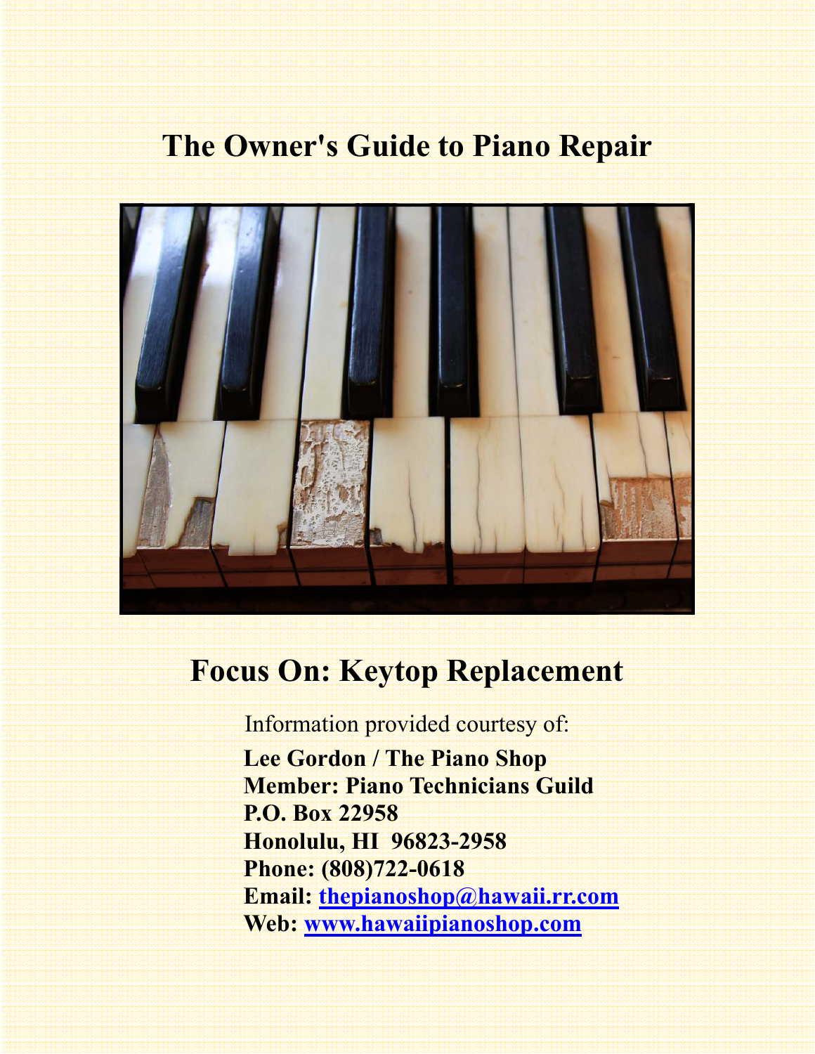# The Owner's Guide to Piano Repair

## Focus On: Keytop Replacement

Information provided courtesy of:

**Lee Gordon / The Piano Shop**
**Member: Piano Technicians Guild**
**P.O. Box 22958**
**Honolulu, HI 96823-2958**
**Phone: (808)722-0618**
**Email: thepianoshop@hawaii.rr.com**
**Web: www.hawaiipianoshop.com**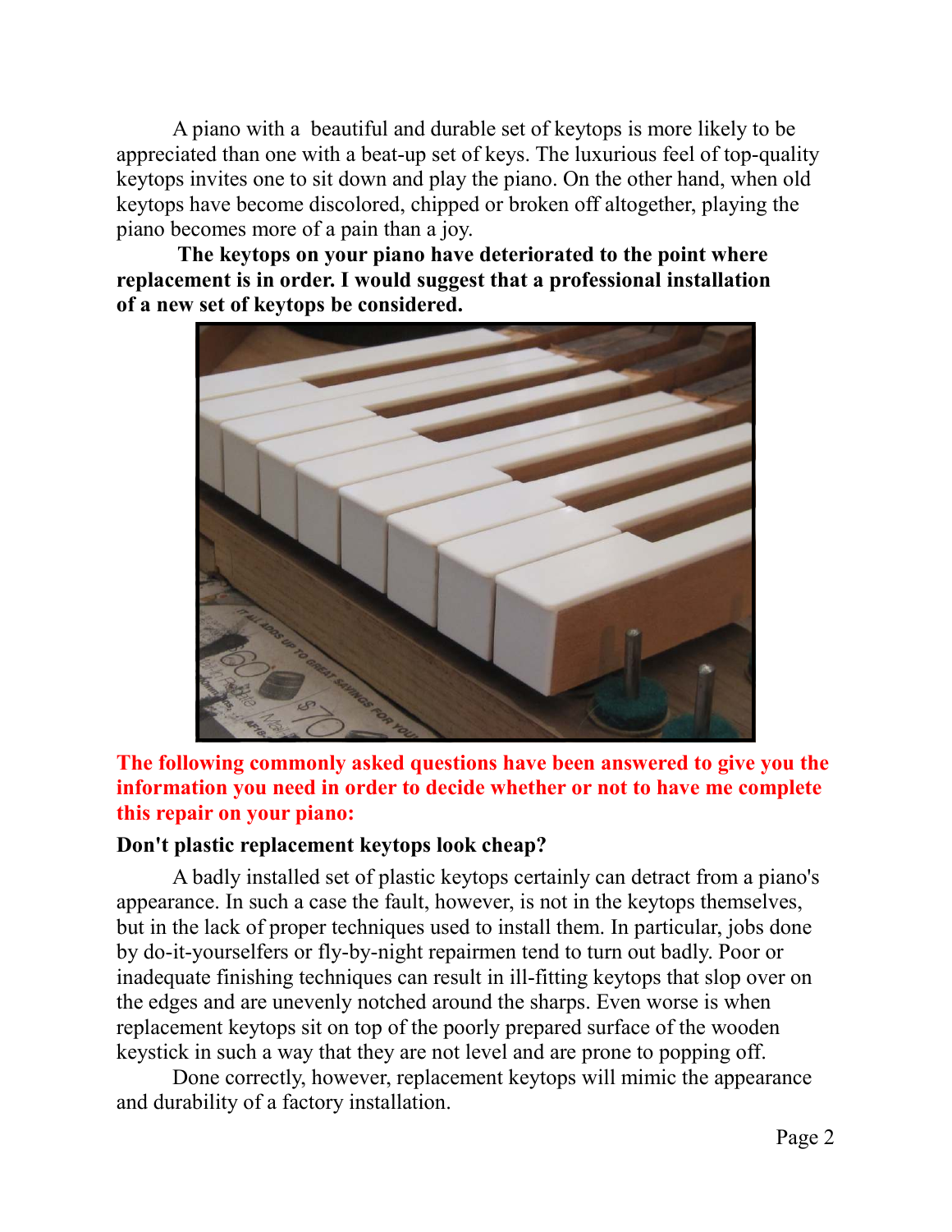A piano with a beautiful and durable set of keytops is more likely to be appreciated than one with a beat-up set of keys. The luxurious feel of top-quality keytops invites one to sit down and play the piano. On the other hand, when old keytops have become discolored, chipped or broken off altogether, playing the piano becomes more of a pain than a joy.

**The keytops on your piano have deteriorated to the point where replacement is in order. I would suggest that a professional installation of a new set of keytops be considered.**

**The following commonly asked questions have been answered to give you the information you need in order to decide whether or not to have me complete this repair on your piano:**

### Don't plastic replacement keytops look cheap?

A badly installed set of plastic keytops certainly can detract from a piano's appearance. In such a case the fault, however, is not in the keytops themselves, but in the lack of proper techniques used to install them. In particular, jobs done by do-it-yourselfers or fly-by-night repairmen tend to turn out badly. Poor or inadequate finishing techniques can result in ill-fitting keytops that slop over on the edges and are unevenly notched around the sharps. Even worse is when replacement keytops sit on top of the poorly prepared surface of the wooden keystick in such a way that they are not level and are prone to popping off.

Done correctly, however, replacement keytops will mimic the appearance and durability of a factory installation.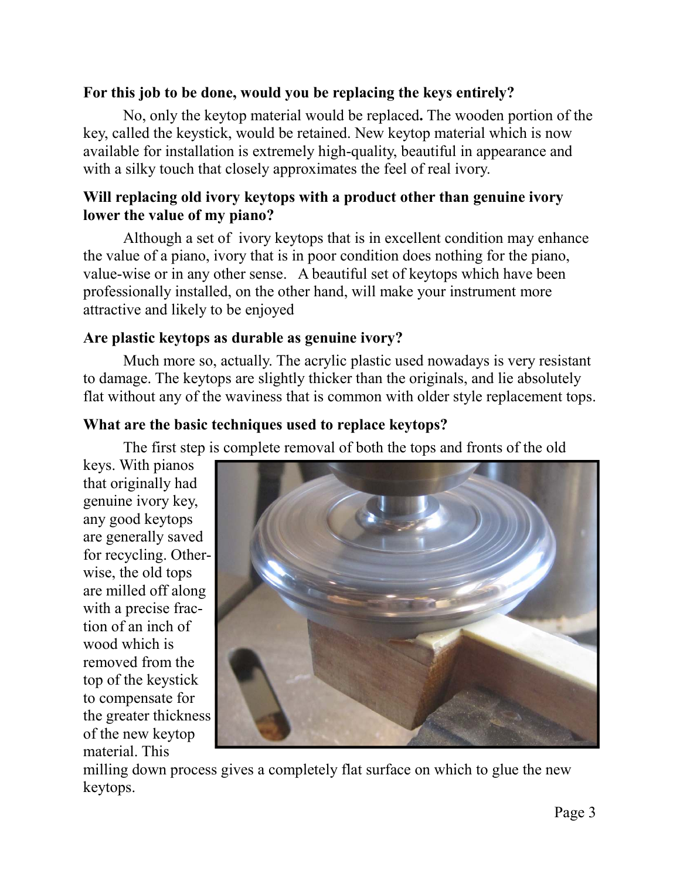**For this job to be done, would you be replacing the keys entirely?**

No, only the keytop material would be replaced**.** The wooden portion of the key, called the keystick, would be retained. New keytop material which is now available for installation is extremely high-quality, beautiful in appearance and with a silky touch that closely approximates the feel of real ivory.

**Will replacing old ivory keytops with a product other than genuine ivory lower the value of my piano?**

Although a set of ivory keytops that is in excellent condition may enhance the value of a piano, ivory that is in poor condition does nothing for the piano, value-wise or in any other sense. A beautiful set of keytops which have been professionally installed, on the other hand, will make your instrument more attractive and likely to be enjoyed

**Are plastic keytops as durable as genuine ivory?**

Much more so, actually. The acrylic plastic used nowadays is very resistant to damage. The keytops are slightly thicker than the originals, and lie absolutely flat without any of the waviness that is common with older style replacement tops.

**What are the basic techniques used to replace keytops?**

The first step is complete removal of both the tops and fronts of the old keys. With pianos that originally had genuine ivory key, any good keytops are generally saved for recycling. Otherwise, the old tops are milled off along with a precise fraction of an inch of wood which is removed from the top of the keystick to compensate for the greater thickness of the new keytop material. This milling down process gives a completely flat surface on which to glue the new keytops.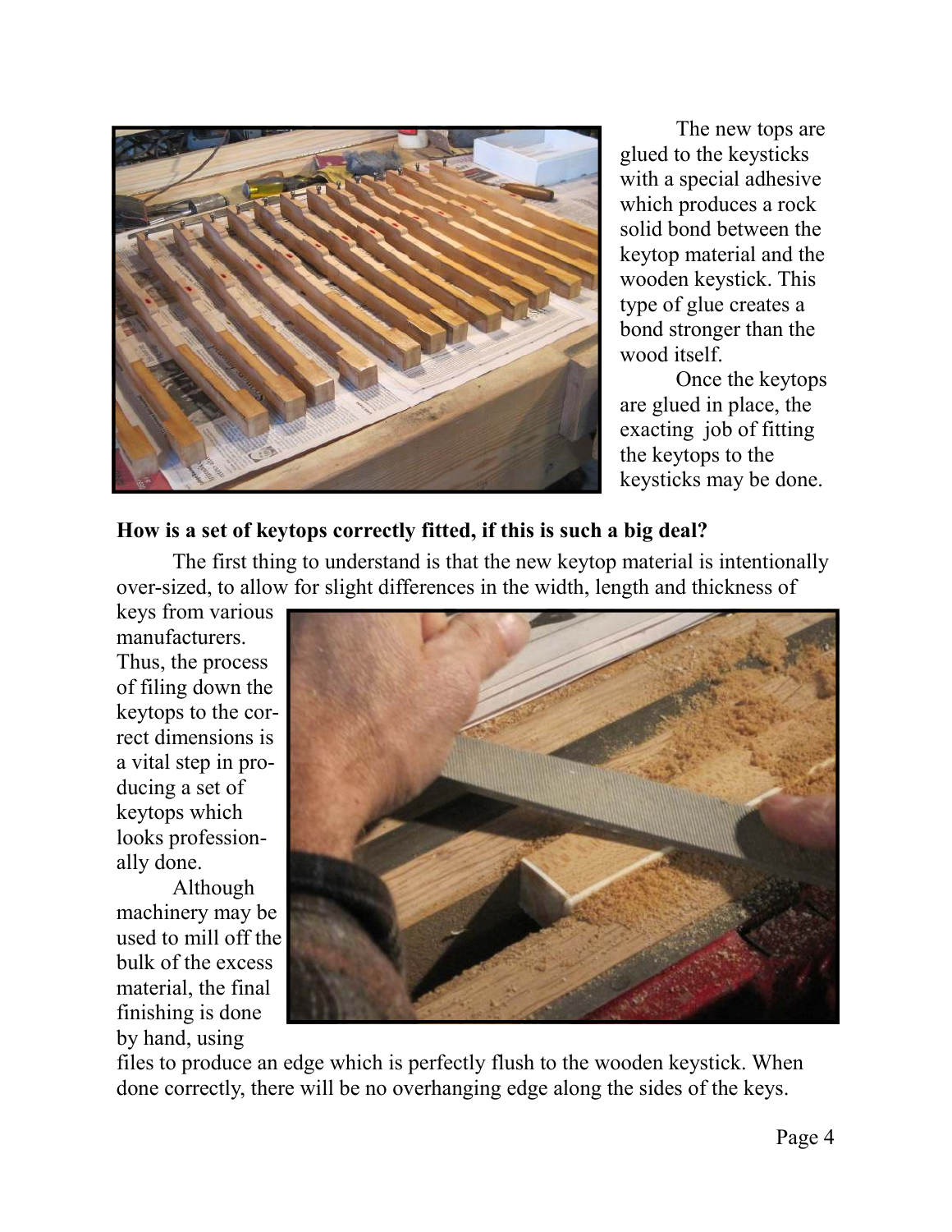The new tops are glued to the keysticks with a special adhesive which produces a rock solid bond between the keytop material and the wooden keystick. This type of glue creates a bond stronger than the wood itself.

Once the keytops are glued in place, the exacting job of fitting the keytops to the keysticks may be done.

**How is a set of keytops correctly fitted, if this is such a big deal?**

The first thing to understand is that the new keytop material is intentionally over-sized, to allow for slight differences in the width, length and thickness of keys from various manufacturers. Thus, the process of filing down the keytops to the correct dimensions is a vital step in producing a set of keytops which looks professionally done.

Although machinery may be used to mill off the bulk of the excess material, the final finishing is done by hand, using files to produce an edge which is perfectly flush to the wooden keystick. When done correctly, there will be no overhanging edge along the sides of the keys.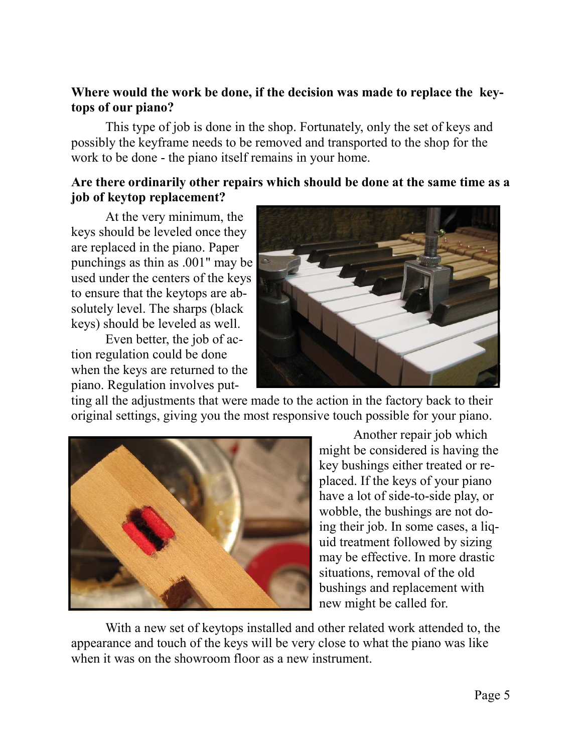**Where would the work be done, if the decision was made to replace the keytops of our piano?**

This type of job is done in the shop. Fortunately, only the set of keys and possibly the keyframe needs to be removed and transported to the shop for the work to be done - the piano itself remains in your home.

**Are there ordinarily other repairs which should be done at the same time as a job of keytop replacement?**

At the very minimum, the keys should be leveled once they are replaced in the piano. Paper punchings as thin as .001" may be used under the centers of the keys to ensure that the keytops are absolutely level. The sharps (black keys) should be leveled as well.

Even better, the job of action regulation could be done when the keys are returned to the piano. Regulation involves putting all the adjustments that were made to the action in the factory back to their original settings, giving you the most responsive touch possible for your piano.

Another repair job which might be considered is having the key bushings either treated or replaced. If the keys of your piano have a lot of side-to-side play, or wobble, the bushings are not doing their job. In some cases, a liquid treatment followed by sizing may be effective. In more drastic situations, removal of the old bushings and replacement with new might be called for.

With a new set of keytops installed and other related work attended to, the appearance and touch of the keys will be very close to what the piano was like when it was on the showroom floor as a new instrument.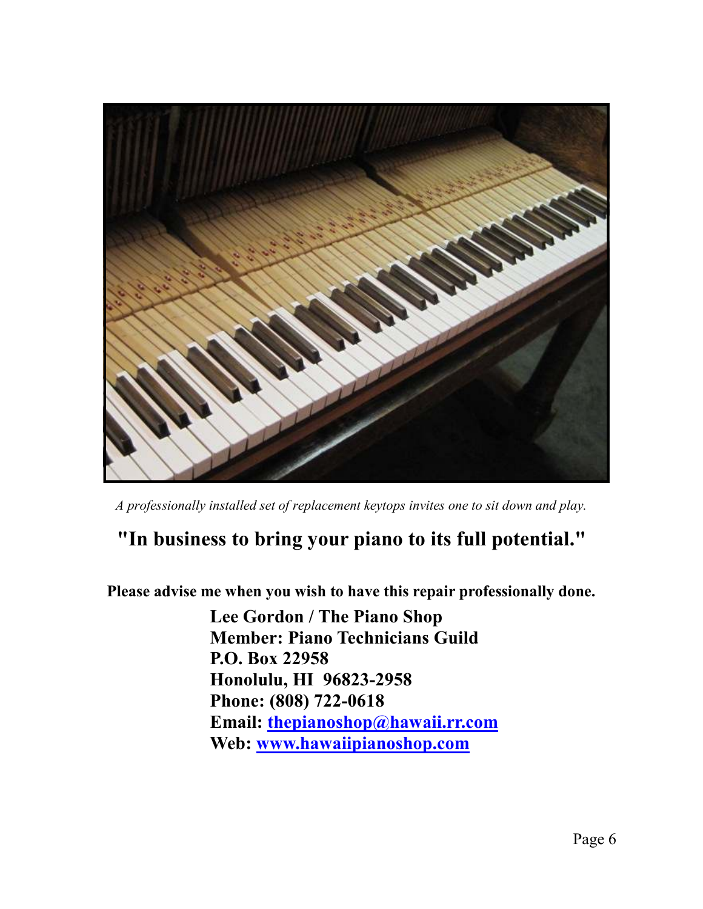*A professionally installed set of replacement keytops invites one to sit down and play.*

## "In business to bring your piano to its full potential."

**Please advise me when you wish to have this repair professionally done.**

**Lee Gordon / The Piano Shop**
**Member: Piano Technicians Guild**
**P.O. Box 22958**
**Honolulu, HI 96823-2958**
**Phone: (808) 722-0618**
**Email: thepianoshop@hawaii.rr.com**
**Web: www.hawaiipianoshop.com**